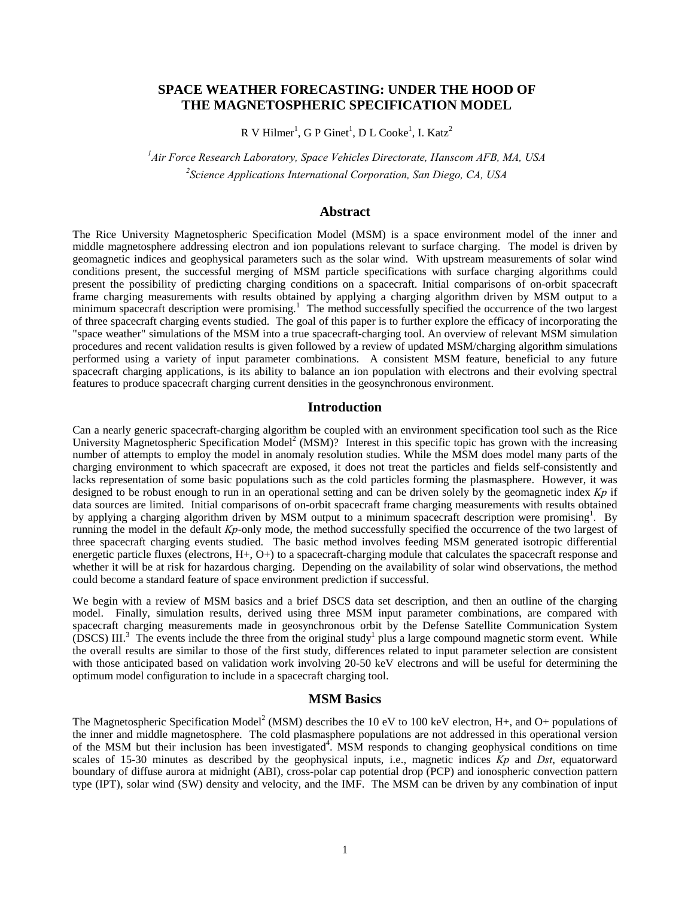# SPACE WEATHER FORECASTING: UNDER THE HOOD OF THE MAGNETOSPHERIC SPECIFICATION MODEL

R V Hilmer[1], G P Ginet[1], D L Cooke[1], I. Katz[2]

[1]*Air Force Research Laboratory, Space Vehicles Directorate, Hanscom AFB, MA, USA*
[2]*Science Applications International Corporation, San Diego, CA, USA*

## Abstract

The Rice University Magnetospheric Specification Model (MSM) is a space environment model of the inner and middle magnetosphere addressing electron and ion populations relevant to surface charging. The model is driven by geomagnetic indices and geophysical parameters such as the solar wind. With upstream measurements of solar wind conditions present, the successful merging of MSM particle specifications with surface charging algorithms could present the possibility of predicting charging conditions on a spacecraft. Initial comparisons of on-orbit spacecraft frame charging measurements with results obtained by applying a charging algorithm driven by MSM output to a minimum spacecraft description were promising.[1] The method successfully specified the occurrence of the two largest of three spacecraft charging events studied. The goal of this paper is to further explore the efficacy of incorporating the "space weather" simulations of the MSM into a true spacecraft-charging tool. An overview of relevant MSM simulation procedures and recent validation results is given followed by a review of updated MSM/charging algorithm simulations performed using a variety of input parameter combinations. A consistent MSM feature, beneficial to any future spacecraft charging applications, is its ability to balance an ion population with electrons and their evolving spectral features to produce spacecraft charging current densities in the geosynchronous environment.

## Introduction

Can a nearly generic spacecraft-charging algorithm be coupled with an environment specification tool such as the Rice University Magnetospheric Specification Model[2] (MSM)? Interest in this specific topic has grown with the increasing number of attempts to employ the model in anomaly resolution studies. While the MSM does model many parts of the charging environment to which spacecraft are exposed, it does not treat the particles and fields self-consistently and lacks representation of some basic populations such as the cold particles forming the plasmasphere. However, it was designed to be robust enough to run in an operational setting and can be driven solely by the geomagnetic index *Kp* if data sources are limited. Initial comparisons of on-orbit spacecraft frame charging measurements with results obtained by applying a charging algorithm driven by MSM output to a minimum spacecraft description were promising[1]. By running the model in the default *Kp*-only mode, the method successfully specified the occurrence of the two largest of three spacecraft charging events studied. The basic method involves feeding MSM generated isotropic differential energetic particle fluxes (electrons, H+, O+) to a spacecraft-charging module that calculates the spacecraft response and whether it will be at risk for hazardous charging. Depending on the availability of solar wind observations, the method could become a standard feature of space environment prediction if successful.

We begin with a review of MSM basics and a brief DSCS data set description, and then an outline of the charging model. Finally, simulation results, derived using three MSM input parameter combinations, are compared with spacecraft charging measurements made in geosynchronous orbit by the Defense Satellite Communication System (DSCS) III.[3] The events include the three from the original study[1] plus a large compound magnetic storm event. While the overall results are similar to those of the first study, differences related to input parameter selection are consistent with those anticipated based on validation work involving 20-50 keV electrons and will be useful for determining the optimum model configuration to include in a spacecraft charging tool.

## MSM Basics

The Magnetospheric Specification Model[2] (MSM) describes the 10 eV to 100 keV electron, H+, and O+ populations of the inner and middle magnetosphere. The cold plasmasphere populations are not addressed in this operational version of the MSM but their inclusion has been investigated[4]. MSM responds to changing geophysical conditions on time scales of 15-30 minutes as described by the geophysical inputs, i.e., magnetic indices *Kp* and *Dst*, equatorward boundary of diffuse aurora at midnight (ABI), cross-polar cap potential drop (PCP) and ionospheric convection pattern type (IPT), solar wind (SW) density and velocity, and the IMF. The MSM can be driven by any combination of input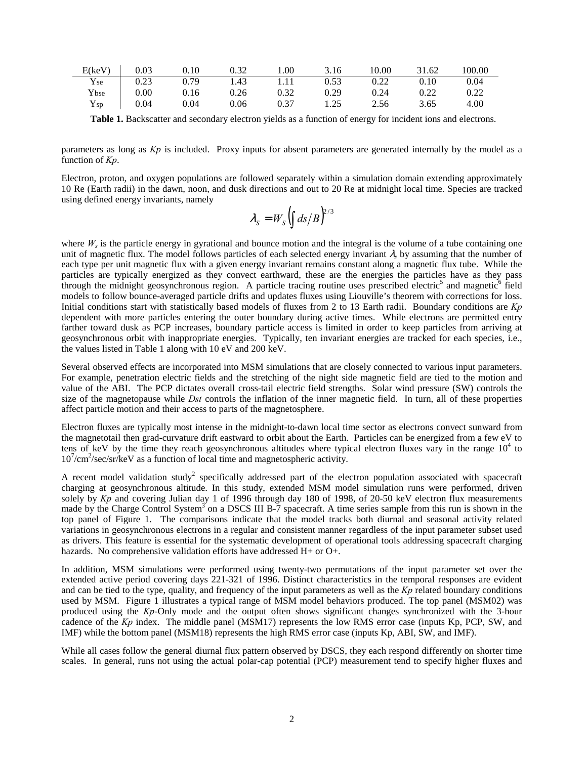| E(keV) | 0.03 | 0.10 | 0.32 | 1.00 | 3.16 | 10.00 | 31.62 | 100.00 |
|---|---|---|---|---|---|---|---|---|
| $Y_{se}$ | 0.23 | 0.79 | 1.43 | 1.11 | 0.53 | 0.22 | 0.10 | 0.04 |
| $Y_{bse}$ | 0.00 | 0.16 | 0.26 | 0.32 | 0.29 | 0.24 | 0.22 | 0.22 |
| $Y_{sp}$ | 0.04 | 0.04 | 0.06 | 0.37 | 1.25 | 2.56 | 3.65 | 4.00 |

**Table 1.** Backscatter and secondary electron yields as a function of energy for incident ions and electrons.

parameters as long as *Kp* is included. Proxy inputs for absent parameters are generated internally by the model as a function of *Kp*.

Electron, proton, and oxygen populations are followed separately within a simulation domain extending approximately 10 Re (Earth radii) in the dawn, noon, and dusk directions and out to 20 Re at midnight local time. Species are tracked using defined energy invariants, namely

$$\lambda_S = W_S \left( \int ds/B \right)^{2/3}$$

where $W_s$ is the particle energy in gyrational and bounce motion and the integral is the volume of a tube containing one unit of magnetic flux. The model follows particles of each selected energy invariant $\lambda_s$ by assuming that the number of each type per unit magnetic flux with a given energy invariant remains constant along a magnetic flux tube. While the particles are typically energized as they convect earthward, these are the energies the particles have as they pass through the midnight geosynchronous region. A particle tracing routine uses prescribed electric[5] and magnetic[6] field models to follow bounce-averaged particle drifts and updates fluxes using Liouville's theorem with corrections for loss. Initial conditions start with statistically based models of fluxes from 2 to 13 Earth radii. Boundary conditions are *Kp* dependent with more particles entering the outer boundary during active times. While electrons are permitted entry farther toward dusk as PCP increases, boundary particle access is limited in order to keep particles from arriving at geosynchronous orbit with inappropriate energies. Typically, ten invariant energies are tracked for each species, i.e., the values listed in Table 1 along with 10 eV and 200 keV.

Several observed effects are incorporated into MSM simulations that are closely connected to various input parameters. For example, penetration electric fields and the stretching of the night side magnetic field are tied to the motion and value of the ABI. The PCP dictates overall cross-tail electric field strengths. Solar wind pressure (SW) controls the size of the magnetopause while *Dst* controls the inflation of the inner magnetic field. In turn, all of these properties affect particle motion and their access to parts of the magnetosphere.

Electron fluxes are typically most intense in the midnight-to-dawn local time sector as electrons convect sunward from the magnetotail then grad-curvature drift eastward to orbit about the Earth. Particles can be energized from a few eV to tens of keV by the time they reach geosynchronous altitudes where typical electron fluxes vary in the range $10^4$ to $10^7$/cm$^2$/sec/sr/keV as a function of local time and magnetospheric activity.

A recent model validation study[2] specifically addressed part of the electron population associated with spacecraft charging at geosynchronous altitude. In this study, extended MSM model simulation runs were performed, driven solely by *Kp* and covering Julian day 1 of 1996 through day 180 of 1998, of 20-50 keV electron flux measurements made by the Charge Control System[3] on a DSCS III B-7 spacecraft. A time series sample from this run is shown in the top panel of Figure 1. The comparisons indicate that the model tracks both diurnal and seasonal activity related variations in geosynchronous electrons in a regular and consistent manner regardless of the input parameter subset used as drivers. This feature is essential for the systematic development of operational tools addressing spacecraft charging hazards. No comprehensive validation efforts have addressed H+ or O+.

In addition, MSM simulations were performed using twenty-two permutations of the input parameter set over the extended active period covering days 221-321 of 1996. Distinct characteristics in the temporal responses are evident and can be tied to the type, quality, and frequency of the input parameters as well as the *Kp* related boundary conditions used by MSM. Figure 1 illustrates a typical range of MSM model behaviors produced. The top panel (MSM02) was produced using the *Kp*-Only mode and the output often shows significant changes synchronized with the 3-hour cadence of the *Kp* index. The middle panel (MSM17) represents the low RMS error case (inputs Kp, PCP, SW, and IMF) while the bottom panel (MSM18) represents the high RMS error case (inputs Kp, ABI, SW, and IMF).

While all cases follow the general diurnal flux pattern observed by DSCS, they each respond differently on shorter time scales. In general, runs not using the actual polar-cap potential (PCP) measurement tend to specify higher fluxes and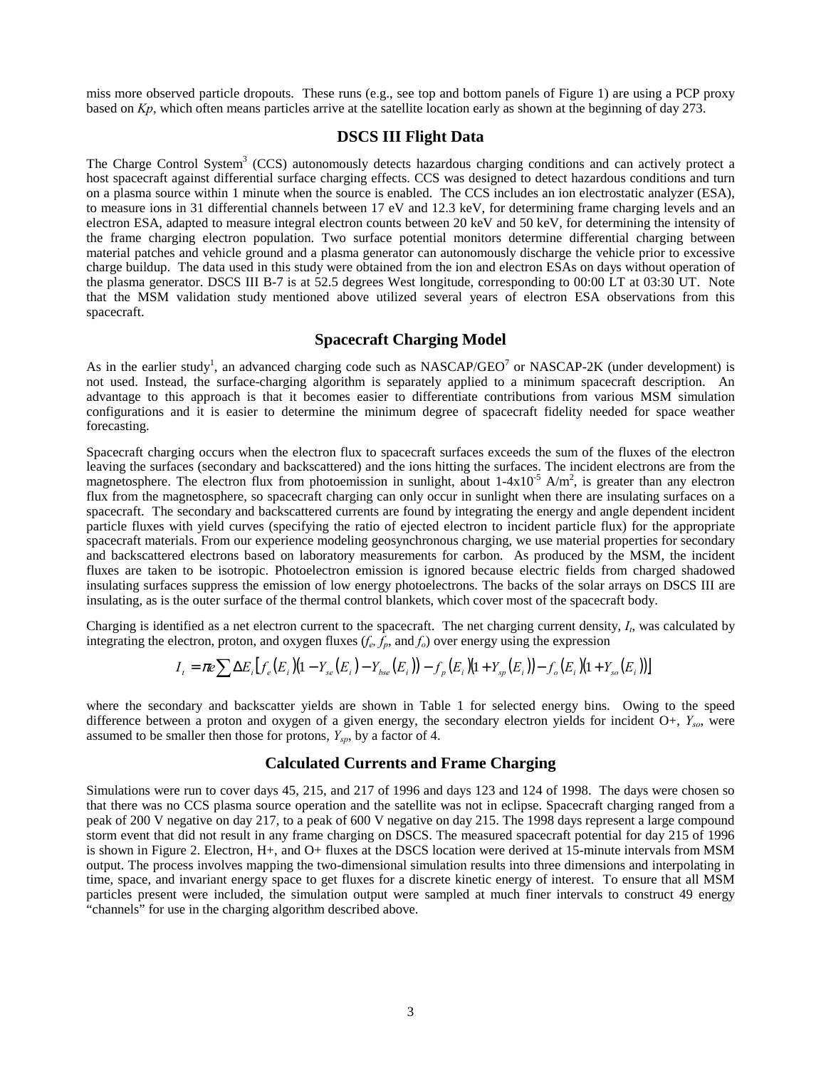miss more observed particle dropouts. These runs (e.g., see top and bottom panels of Figure 1) are using a PCP proxy based on *Kp*, which often means particles arrive at the satellite location early as shown at the beginning of day 273.

## DSCS III Flight Data

The Charge Control System[3] (CCS) autonomously detects hazardous charging conditions and can actively protect a host spacecraft against differential surface charging effects. CCS was designed to detect hazardous conditions and turn on a plasma source within 1 minute when the source is enabled. The CCS includes an ion electrostatic analyzer (ESA), to measure ions in 31 differential channels between 17 eV and 12.3 keV, for determining frame charging levels and an electron ESA, adapted to measure integral electron counts between 20 keV and 50 keV, for determining the intensity of the frame charging electron population. Two surface potential monitors determine differential charging between material patches and vehicle ground and a plasma generator can autonomously discharge the vehicle prior to excessive charge buildup. The data used in this study were obtained from the ion and electron ESAs on days without operation of the plasma generator. DSCS III B-7 is at 52.5 degrees West longitude, corresponding to 00:00 LT at 03:30 UT. Note that the MSM validation study mentioned above utilized several years of electron ESA observations from this spacecraft.

## Spacecraft Charging Model

As in the earlier study[1], an advanced charging code such as NASCAP/GEO[7] or NASCAP-2K (under development) is not used. Instead, the surface-charging algorithm is separately applied to a minimum spacecraft description. An advantage to this approach is that it becomes easier to differentiate contributions from various MSM simulation configurations and it is easier to determine the minimum degree of spacecraft fidelity needed for space weather forecasting.

Spacecraft charging occurs when the electron flux to spacecraft surfaces exceeds the sum of the fluxes of the electron leaving the surfaces (secondary and backscattered) and the ions hitting the surfaces. The incident electrons are from the magnetosphere. The electron flux from photoemission in sunlight, about $1\text{-}4\times10^{-5}$ A/m$^2$, is greater than any electron flux from the magnetosphere, so spacecraft charging can only occur in sunlight when there are insulating surfaces on a spacecraft. The secondary and backscattered currents are found by integrating the energy and angle dependent incident particle fluxes with yield curves (specifying the ratio of ejected electron to incident particle flux) for the appropriate spacecraft materials. From our experience modeling geosynchronous charging, we use material properties for secondary and backscattered electrons based on laboratory measurements for carbon. As produced by the MSM, the incident fluxes are taken to be isotropic. Photoelectron emission is ignored because electric fields from charged shadowed insulating surfaces suppress the emission of low energy photoelectrons. The backs of the solar arrays on DSCS III are insulating, as is the outer surface of the thermal control blankets, which cover most of the spacecraft body.

Charging is identified as a net electron current to the spacecraft. The net charging current density, $I_t$, was calculated by integrating the electron, proton, and oxygen fluxes ($f_e$, $f_p$, and $f_o$) over energy using the expression

$$I_t = \pi e \sum \Delta E_i \left[ f_e(E_i)\left(1 - Y_{se}(E_i) - Y_{bse}(E_i)\right) - f_p(E_i)\left(1 + Y_{sp}(E_i)\right) - f_o(E_i)\left(1 + Y_{so}(E_i)\right)\right]$$

where the secondary and backscatter yields are shown in Table 1 for selected energy bins. Owing to the speed difference between a proton and oxygen of a given energy, the secondary electron yields for incident O+, $Y_{so}$, were assumed to be smaller then those for protons, $Y_{sp}$, by a factor of 4.

## Calculated Currents and Frame Charging

Simulations were run to cover days 45, 215, and 217 of 1996 and days 123 and 124 of 1998. The days were chosen so that there was no CCS plasma source operation and the satellite was not in eclipse. Spacecraft charging ranged from a peak of 200 V negative on day 217, to a peak of 600 V negative on day 215. The 1998 days represent a large compound storm event that did not result in any frame charging on DSCS. The measured spacecraft potential for day 215 of 1996 is shown in Figure 2. Electron, H+, and O+ fluxes at the DSCS location were derived at 15-minute intervals from MSM output. The process involves mapping the two-dimensional simulation results into three dimensions and interpolating in time, space, and invariant energy space to get fluxes for a discrete kinetic energy of interest. To ensure that all MSM particles present were included, the simulation output were sampled at much finer intervals to construct 49 energy "channels" for use in the charging algorithm described above.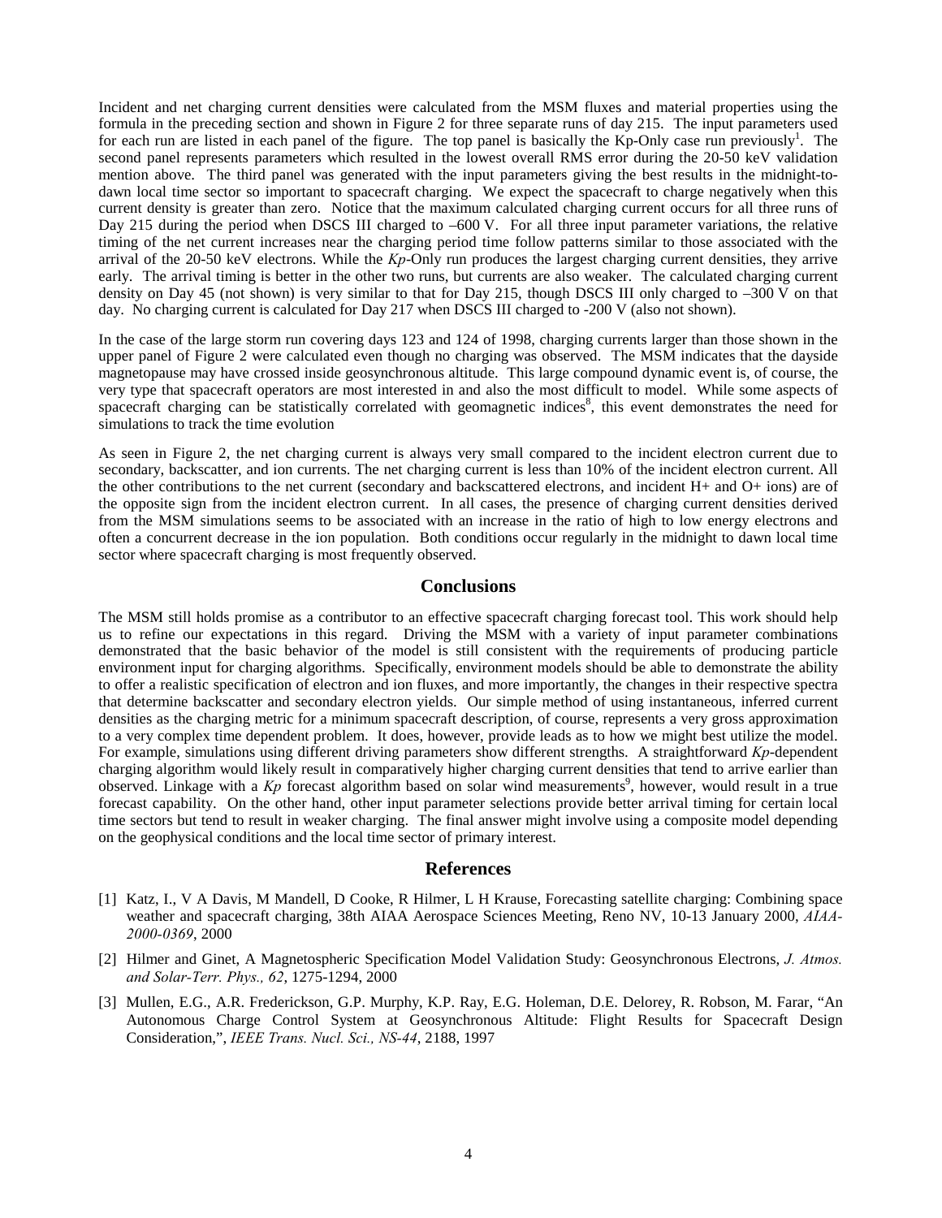Incident and net charging current densities were calculated from the MSM fluxes and material properties using the formula in the preceding section and shown in Figure 2 for three separate runs of day 215. The input parameters used for each run are listed in each panel of the figure. The top panel is basically the Kp-Only case run previously[1]. The second panel represents parameters which resulted in the lowest overall RMS error during the 20-50 keV validation mention above. The third panel was generated with the input parameters giving the best results in the midnight-to-dawn local time sector so important to spacecraft charging. We expect the spacecraft to charge negatively when this current density is greater than zero. Notice that the maximum calculated charging current occurs for all three runs of Day 215 during the period when DSCS III charged to –600 V. For all three input parameter variations, the relative timing of the net current increases near the charging period time follow patterns similar to those associated with the arrival of the 20-50 keV electrons. While the *Kp*-Only run produces the largest charging current densities, they arrive early. The arrival timing is better in the other two runs, but currents are also weaker. The calculated charging current density on Day 45 (not shown) is very similar to that for Day 215, though DSCS III only charged to –300 V on that day. No charging current is calculated for Day 217 when DSCS III charged to -200 V (also not shown).

In the case of the large storm run covering days 123 and 124 of 1998, charging currents larger than those shown in the upper panel of Figure 2 were calculated even though no charging was observed. The MSM indicates that the dayside magnetopause may have crossed inside geosynchronous altitude. This large compound dynamic event is, of course, the very type that spacecraft operators are most interested in and also the most difficult to model. While some aspects of spacecraft charging can be statistically correlated with geomagnetic indices[8], this event demonstrates the need for simulations to track the time evolution

As seen in Figure 2, the net charging current is always very small compared to the incident electron current due to secondary, backscatter, and ion currents. The net charging current is less than 10% of the incident electron current. All the other contributions to the net current (secondary and backscattered electrons, and incident $H^+$ and $O^+$ ions) are of the opposite sign from the incident electron current. In all cases, the presence of charging current densities derived from the MSM simulations seems to be associated with an increase in the ratio of high to low energy electrons and often a concurrent decrease in the ion population. Both conditions occur regularly in the midnight to dawn local time sector where spacecraft charging is most frequently observed.

## Conclusions

The MSM still holds promise as a contributor to an effective spacecraft charging forecast tool. This work should help us to refine our expectations in this regard. Driving the MSM with a variety of input parameter combinations demonstrated that the basic behavior of the model is still consistent with the requirements of producing particle environment input for charging algorithms. Specifically, environment models should be able to demonstrate the ability to offer a realistic specification of electron and ion fluxes, and more importantly, the changes in their respective spectra that determine backscatter and secondary electron yields. Our simple method of using instantaneous, inferred current densities as the charging metric for a minimum spacecraft description, of course, represents a very gross approximation to a very complex time dependent problem. It does, however, provide leads as to how we might best utilize the model. For example, simulations using different driving parameters show different strengths. A straightforward *Kp*-dependent charging algorithm would likely result in comparatively higher charging current densities that tend to arrive earlier than observed. Linkage with a *Kp* forecast algorithm based on solar wind measurements[9], however, would result in a true forecast capability. On the other hand, other input parameter selections provide better arrival timing for certain local time sectors but tend to result in weaker charging. The final answer might involve using a composite model depending on the geophysical conditions and the local time sector of primary interest.

## References

[1] Katz, I., V A Davis, M Mandell, D Cooke, R Hilmer, L H Krause, Forecasting satellite charging: Combining space weather and spacecraft charging, 38th AIAA Aerospace Sciences Meeting, Reno NV, 10-13 January 2000, *AIAA-2000-0369*, 2000

[2] Hilmer and Ginet, A Magnetospheric Specification Model Validation Study: Geosynchronous Electrons, *J. Atmos. and Solar-Terr. Phys., 62*, 1275-1294, 2000

[3] Mullen, E.G., A.R. Frederickson, G.P. Murphy, K.P. Ray, E.G. Holeman, D.E. Delorey, R. Robson, M. Farar, "An Autonomous Charge Control System at Geosynchronous Altitude: Flight Results for Spacecraft Design Consideration,", *IEEE Trans. Nucl. Sci., NS-44*, 2188, 1997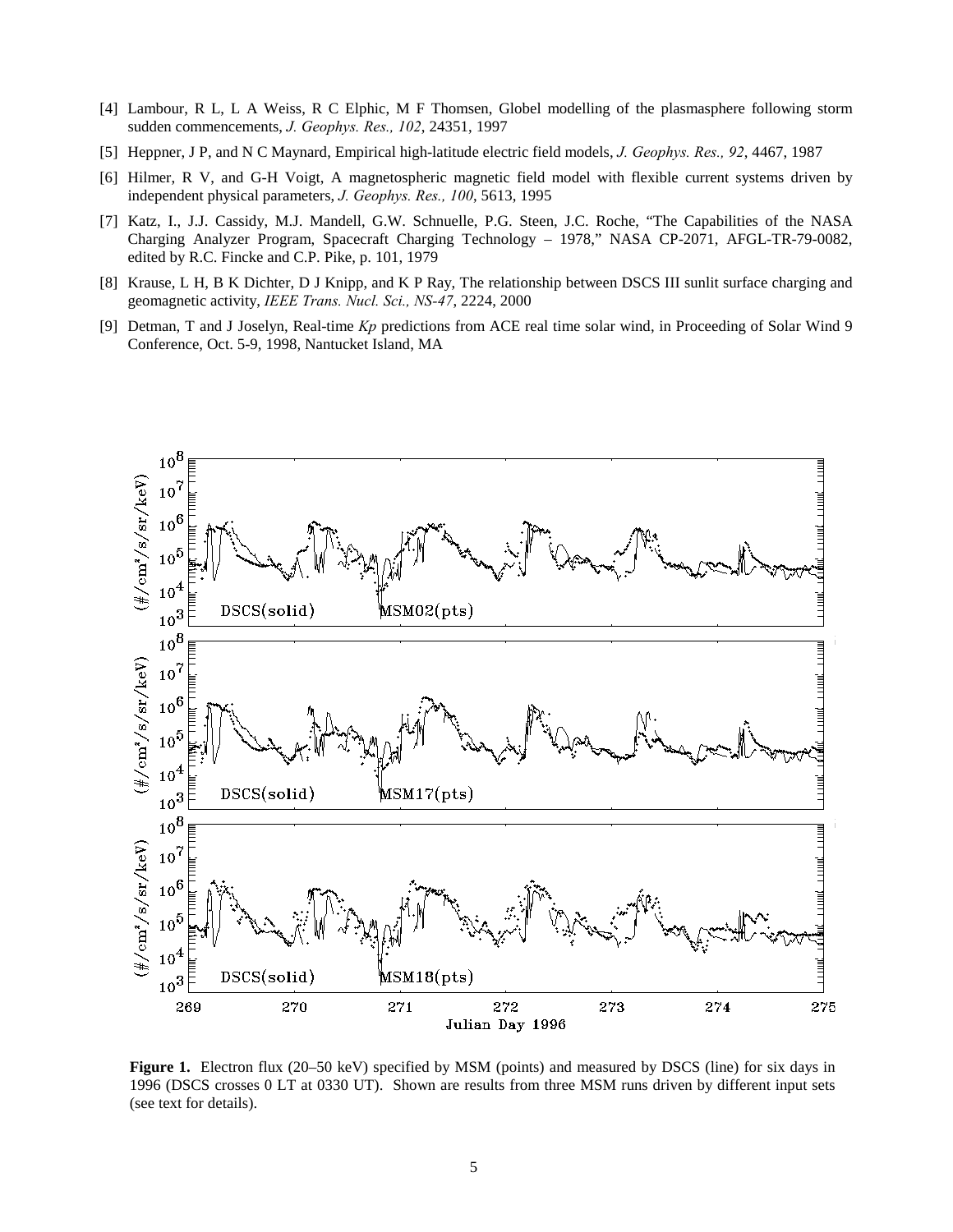[4] Lambour, R L, L A Weiss, R C Elphic, M F Thomsen, Globel modelling of the plasmasphere following storm sudden commencements, *J. Geophys. Res., 102*, 24351, 1997

[5] Heppner, J P, and N C Maynard, Empirical high-latitude electric field models, *J. Geophys. Res., 92*, 4467, 1987

[6] Hilmer, R V, and G-H Voigt, A magnetospheric magnetic field model with flexible current systems driven by independent physical parameters, *J. Geophys. Res., 100*, 5613, 1995

[7] Katz, I., J.J. Cassidy, M.J. Mandell, G.W. Schnuelle, P.G. Steen, J.C. Roche, "The Capabilities of the NASA Charging Analyzer Program, Spacecraft Charging Technology – 1978," NASA CP-2071, AFGL-TR-79-0082, edited by R.C. Fincke and C.P. Pike, p. 101, 1979

[8] Krause, L H, B K Dichter, D J Knipp, and K P Ray, The relationship between DSCS III sunlit surface charging and geomagnetic activity, *IEEE Trans. Nucl. Sci., NS-47*, 2224, 2000

[9] Detman, T and J Joselyn, Real-time *Kp* predictions from ACE real time solar wind, in Proceeding of Solar Wind 9 Conference, Oct. 5-9, 1998, Nantucket Island, MA

**Figure 1.** Electron flux (20–50 keV) specified by MSM (points) and measured by DSCS (line) for six days in 1996 (DSCS crosses 0 LT at 0330 UT). Shown are results from three MSM runs driven by different input sets (see text for details).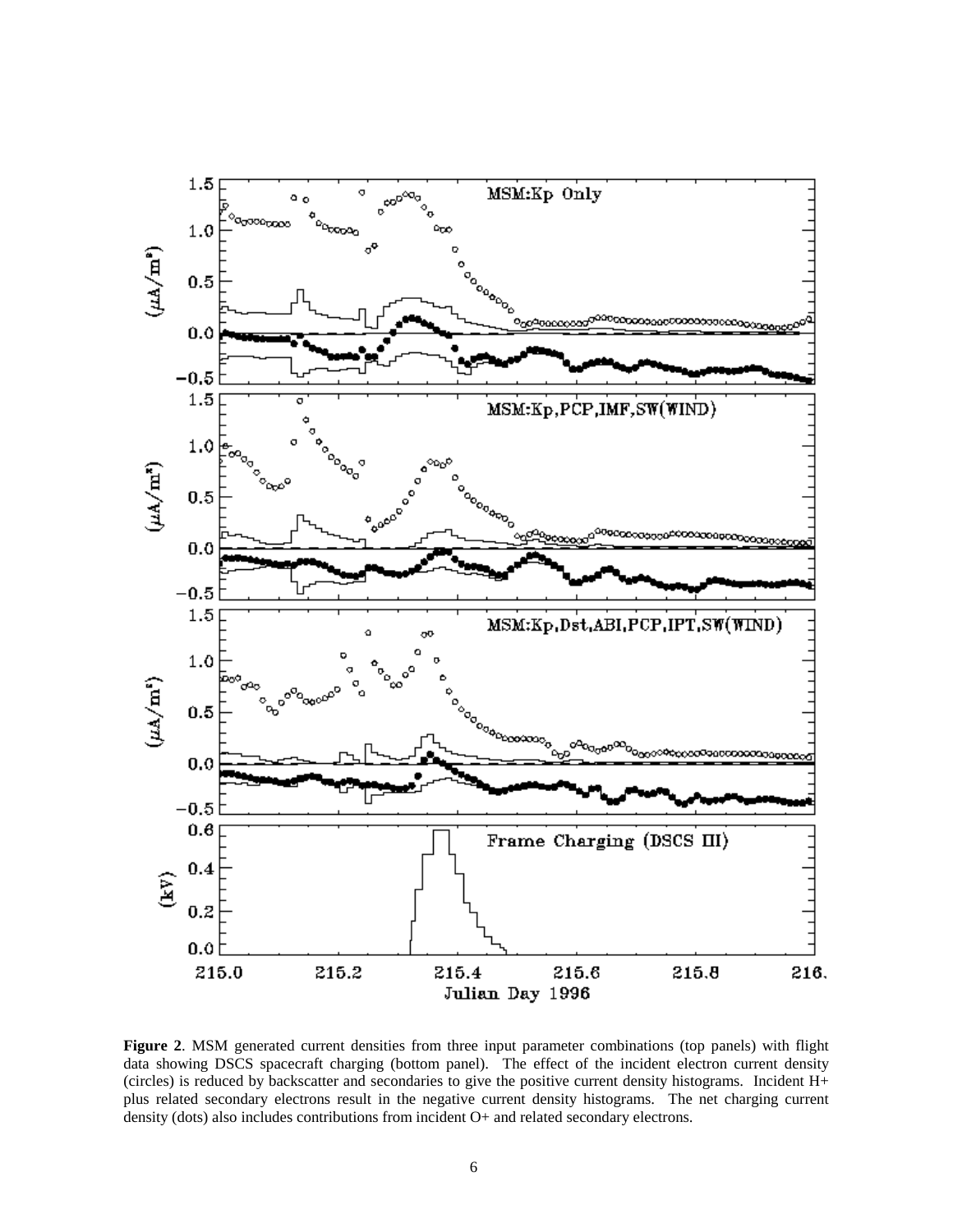MSM:Kp Only

1.5
1.0
0.5
0.0
−0.5

$(\mu A/m^2)$

MSM:Kp,PCP,IMF,SW(WIND)

1.5
1.0
0.5
0.0
−0.5

$(\mu A/m^2)$

MSM:Kp,Dst,ABI,PCP,IPT,SW(WIND)

1.5
1.0
0.5
0.0
−0.5

$(\mu A/m^2)$

Frame Charging (DSCS III)

0.6
0.4
0.2
0.0

(kV)

215.0 215.2 215.4 215.6 215.8 216.

Julian Day 1996

**Figure 2**. MSM generated current densities from three input parameter combinations (top panels) with flight data showing DSCS spacecraft charging (bottom panel). The effect of the incident electron current density (circles) is reduced by backscatter and secondaries to give the positive current density histograms. Incident H+ plus related secondary electrons result in the negative current density histograms. The net charging current density (dots) also includes contributions from incident O+ and related secondary electrons.